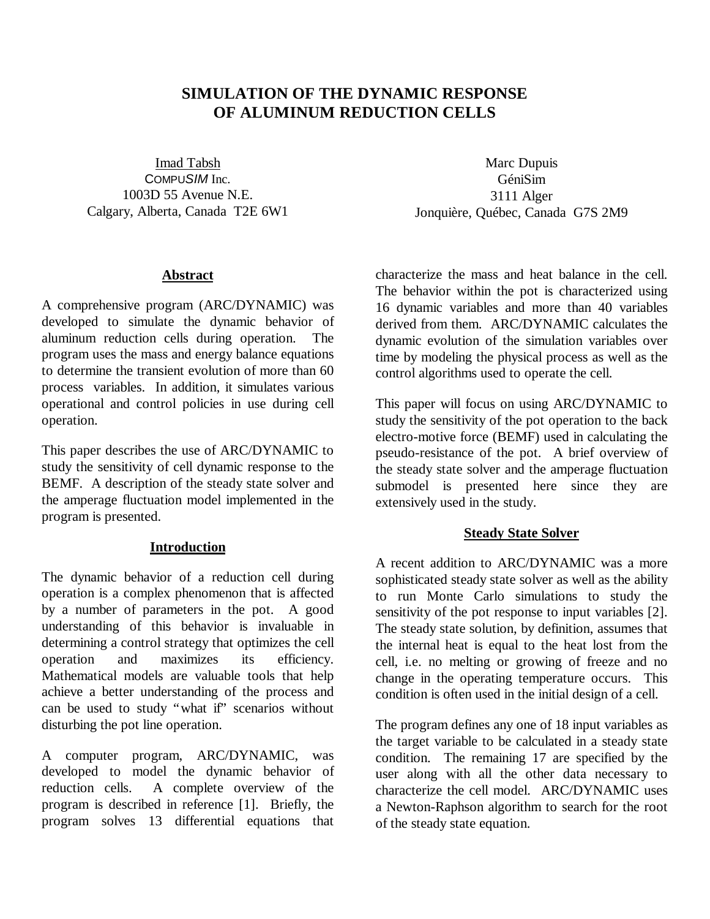# SIMULATION OF THE DYNAMIC RESPONSE OF ALUMINUM REDUCTION CELLS

Imad Tabsh
COMPU*SIM* Inc.
1003D 55 Avenue N.E.
Calgary, Alberta, Canada T2E 6W1

Marc Dupuis
GéniSim
3111 Alger
Jonquière, Québec, Canada G7S 2M9

## Abstract

A comprehensive program (ARC/DYNAMIC) was developed to simulate the dynamic behavior of aluminum reduction cells during operation. The program uses the mass and energy balance equations to determine the transient evolution of more than 60 process variables. In addition, it simulates various operational and control policies in use during cell operation.

This paper describes the use of ARC/DYNAMIC to study the sensitivity of cell dynamic response to the BEMF. A description of the steady state solver and the amperage fluctuation model implemented in the program is presented.

## Introduction

The dynamic behavior of a reduction cell during operation is a complex phenomenon that is affected by a number of parameters in the pot. A good understanding of this behavior is invaluable in determining a control strategy that optimizes the cell operation and maximizes its efficiency. Mathematical models are valuable tools that help achieve a better understanding of the process and can be used to study "what if" scenarios without disturbing the pot line operation.

A computer program, ARC/DYNAMIC, was developed to model the dynamic behavior of reduction cells. A complete overview of the program is described in reference [1]. Briefly, the program solves 13 differential equations that characterize the mass and heat balance in the cell. The behavior within the pot is characterized using 16 dynamic variables and more than 40 variables derived from them. ARC/DYNAMIC calculates the dynamic evolution of the simulation variables over time by modeling the physical process as well as the control algorithms used to operate the cell.

This paper will focus on using ARC/DYNAMIC to study the sensitivity of the pot operation to the back electro-motive force (BEMF) used in calculating the pseudo-resistance of the pot. A brief overview of the steady state solver and the amperage fluctuation submodel is presented here since they are extensively used in the study.

## Steady State Solver

A recent addition to ARC/DYNAMIC was a more sophisticated steady state solver as well as the ability to run Monte Carlo simulations to study the sensitivity of the pot response to input variables [2]. The steady state solution, by definition, assumes that the internal heat is equal to the heat lost from the cell, i.e. no melting or growing of freeze and no change in the operating temperature occurs. This condition is often used in the initial design of a cell.

The program defines any one of 18 input variables as the target variable to be calculated in a steady state condition. The remaining 17 are specified by the user along with all the other data necessary to characterize the cell model. ARC/DYNAMIC uses a Newton-Raphson algorithm to search for the root of the steady state equation.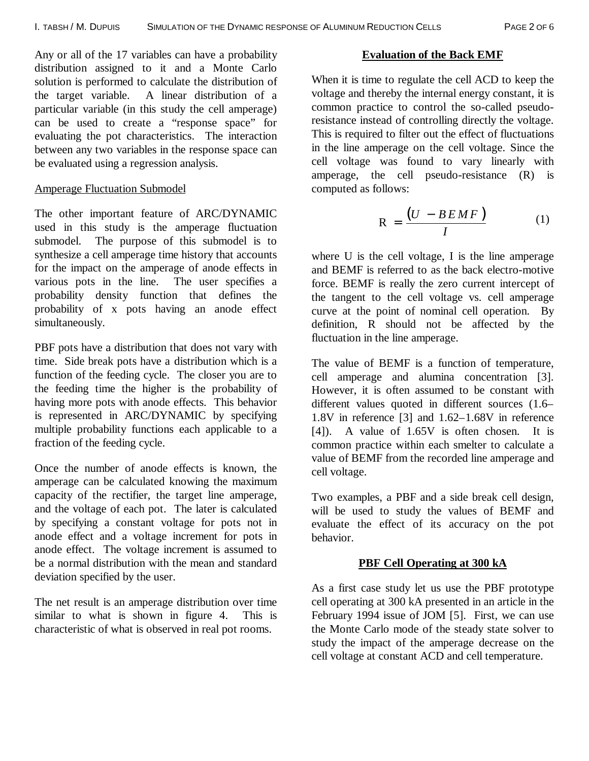Any or all of the 17 variables can have a probability distribution assigned to it and a Monte Carlo solution is performed to calculate the distribution of the target variable. A linear distribution of a particular variable (in this study the cell amperage) can be used to create a "response space" for evaluating the pot characteristics. The interaction between any two variables in the response space can be evaluated using a regression analysis.

Amperage Fluctuation Submodel

The other important feature of ARC/DYNAMIC used in this study is the amperage fluctuation submodel. The purpose of this submodel is to synthesize a cell amperage time history that accounts for the impact on the amperage of anode effects in various pots in the line. The user specifies a probability density function that defines the probability of x pots having an anode effect simultaneously.

PBF pots have a distribution that does not vary with time. Side break pots have a distribution which is a function of the feeding cycle. The closer you are to the feeding time the higher is the probability of having more pots with anode effects. This behavior is represented in ARC/DYNAMIC by specifying multiple probability functions each applicable to a fraction of the feeding cycle.

Once the number of anode effects is known, the amperage can be calculated knowing the maximum capacity of the rectifier, the target line amperage, and the voltage of each pot. The later is calculated by specifying a constant voltage for pots not in anode effect and a voltage increment for pots in anode effect. The voltage increment is assumed to be a normal distribution with the mean and standard deviation specified by the user.

The net result is an amperage distribution over time similar to what is shown in figure 4. This is characteristic of what is observed in real pot rooms.

## Evaluation of the Back EMF

When it is time to regulate the cell ACD to keep the voltage and thereby the internal energy constant, it is common practice to control the so-called pseudo-resistance instead of controlling directly the voltage. This is required to filter out the effect of fluctuations in the line amperage on the cell voltage. Since the cell voltage was found to vary linearly with amperage, the cell pseudo-resistance (R) is computed as follows:

$$R = \frac{(U - BEMF)}{I} \qquad (1)$$

where U is the cell voltage, I is the line amperage and BEMF is referred to as the back electro-motive force. BEMF is really the zero current intercept of the tangent to the cell voltage vs. cell amperage curve at the point of nominal cell operation. By definition, R should not be affected by the fluctuation in the line amperage.

The value of BEMF is a function of temperature, cell amperage and alumina concentration [3]. However, it is often assumed to be constant with different values quoted in different sources (1.6–1.8V in reference [3] and 1.62–1.68V in reference [4]). A value of 1.65V is often chosen. It is common practice within each smelter to calculate a value of BEMF from the recorded line amperage and cell voltage.

Two examples, a PBF and a side break cell design, will be used to study the values of BEMF and evaluate the effect of its accuracy on the pot behavior.

## PBF Cell Operating at 300 kA

As a first case study let us use the PBF prototype cell operating at 300 kA presented in an article in the February 1994 issue of JOM [5]. First, we can use the Monte Carlo mode of the steady state solver to study the impact of the amperage decrease on the cell voltage at constant ACD and cell temperature.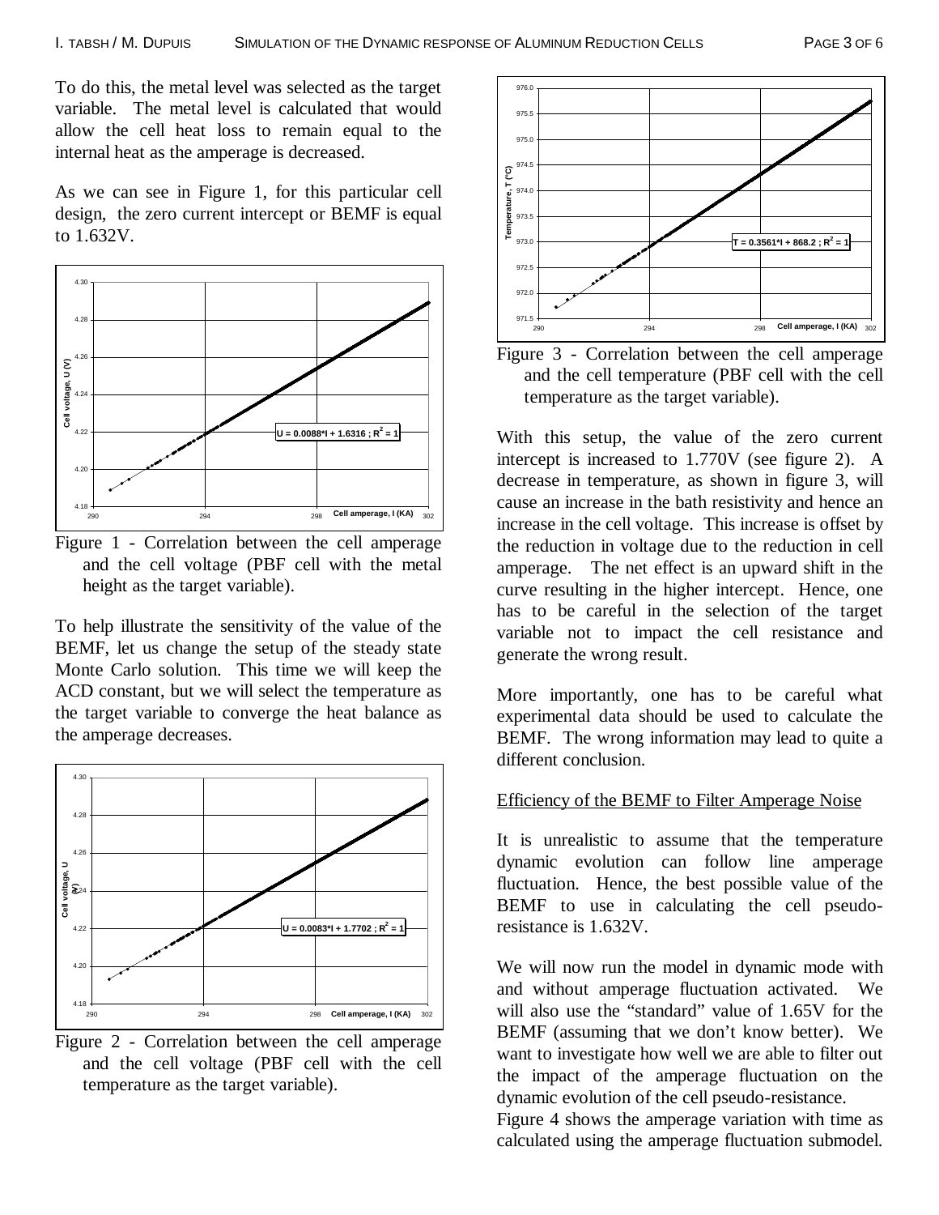To do this, the metal level was selected as the target variable. The metal level is calculated that would allow the cell heat loss to remain equal to the internal heat as the amperage is decreased.

As we can see in Figure 1, for this particular cell design, the zero current intercept or BEMF is equal to 1.632V.

Figure 1 - Correlation between the cell amperage and the cell voltage (PBF cell with the metal height as the target variable).

To help illustrate the sensitivity of the value of the BEMF, let us change the setup of the steady state Monte Carlo solution. This time we will keep the ACD constant, but we will select the temperature as the target variable to converge the heat balance as the amperage decreases.

Figure 2 - Correlation between the cell amperage and the cell voltage (PBF cell with the cell temperature as the target variable).

Figure 3 - Correlation between the cell amperage and the cell temperature (PBF cell with the cell temperature as the target variable).

With this setup, the value of the zero current intercept is increased to 1.770V (see figure 2). A decrease in temperature, as shown in figure 3, will cause an increase in the bath resistivity and hence an increase in the cell voltage. This increase is offset by the reduction in voltage due to the reduction in cell amperage. The net effect is an upward shift in the curve resulting in the higher intercept. Hence, one has to be careful in the selection of the target variable not to impact the cell resistance and generate the wrong result.

More importantly, one has to be careful what experimental data should be used to calculate the BEMF. The wrong information may lead to quite a different conclusion.

## Efficiency of the BEMF to Filter Amperage Noise

It is unrealistic to assume that the temperature dynamic evolution can follow line amperage fluctuation. Hence, the best possible value of the BEMF to use in calculating the cell pseudo-resistance is 1.632V.

We will now run the model in dynamic mode with and without amperage fluctuation activated. We will also use the "standard" value of 1.65V for the BEMF (assuming that we don't know better). We want to investigate how well we are able to filter out the impact of the amperage fluctuation on the dynamic evolution of the cell pseudo-resistance.

Figure 4 shows the amperage variation with time as calculated using the amperage fluctuation submodel.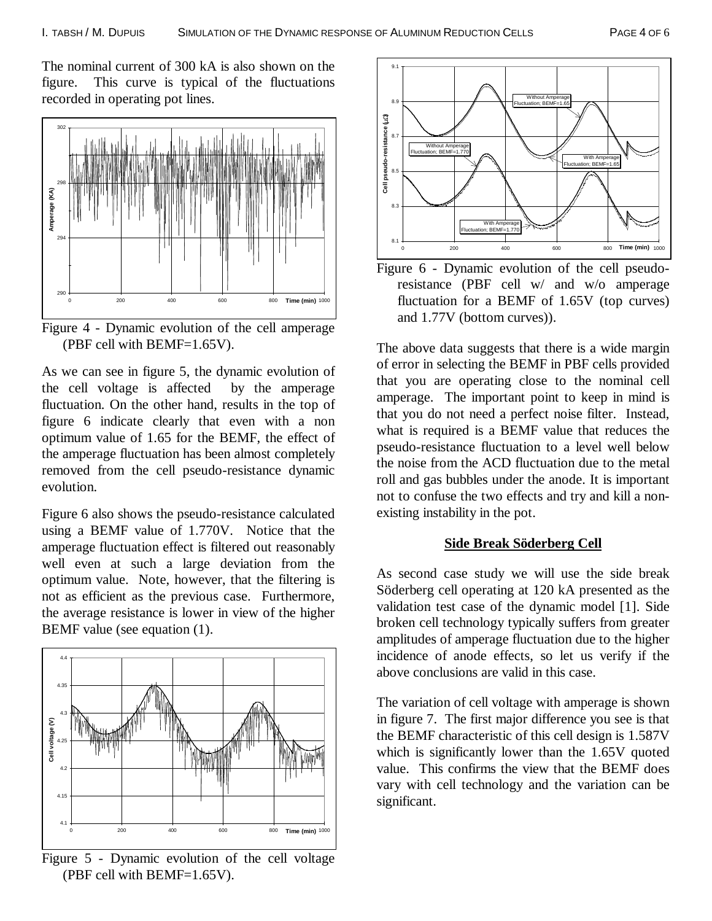The nominal current of 300 kA is also shown on the figure. This curve is typical of the fluctuations recorded in operating pot lines.

Figure 4 - Dynamic evolution of the cell amperage (PBF cell with BEMF=1.65V).

As we can see in figure 5, the dynamic evolution of the cell voltage is affected by the amperage fluctuation. On the other hand, results in the top of figure 6 indicate clearly that even with a non optimum value of 1.65 for the BEMF, the effect of the amperage fluctuation has been almost completely removed from the cell pseudo-resistance dynamic evolution.

Figure 6 also shows the pseudo-resistance calculated using a BEMF value of 1.770V. Notice that the amperage fluctuation effect is filtered out reasonably well even at such a large deviation from the optimum value. Note, however, that the filtering is not as efficient as the previous case. Furthermore, the average resistance is lower in view of the higher BEMF value (see equation (1).

Figure 5 - Dynamic evolution of the cell voltage (PBF cell with BEMF=1.65V).

Figure 6 - Dynamic evolution of the cell pseudo-resistance (PBF cell w/ and w/o amperage fluctuation for a BEMF of 1.65V (top curves) and 1.77V (bottom curves)).

The above data suggests that there is a wide margin of error in selecting the BEMF in PBF cells provided that you are operating close to the nominal cell amperage. The important point to keep in mind is that you do not need a perfect noise filter. Instead, what is required is a BEMF value that reduces the pseudo-resistance fluctuation to a level well below the noise from the ACD fluctuation due to the metal roll and gas bubbles under the anode. It is important not to confuse the two effects and try and kill a non-existing instability in the pot.

## Side Break Söderberg Cell

As second case study we will use the side break Söderberg cell operating at 120 kA presented as the validation test case of the dynamic model [1]. Side broken cell technology typically suffers from greater amplitudes of amperage fluctuation due to the higher incidence of anode effects, so let us verify if the above conclusions are valid in this case.

The variation of cell voltage with amperage is shown in figure 7. The first major difference you see is that the BEMF characteristic of this cell design is 1.587V which is significantly lower than the 1.65V quoted value. This confirms the view that the BEMF does vary with cell technology and the variation can be significant.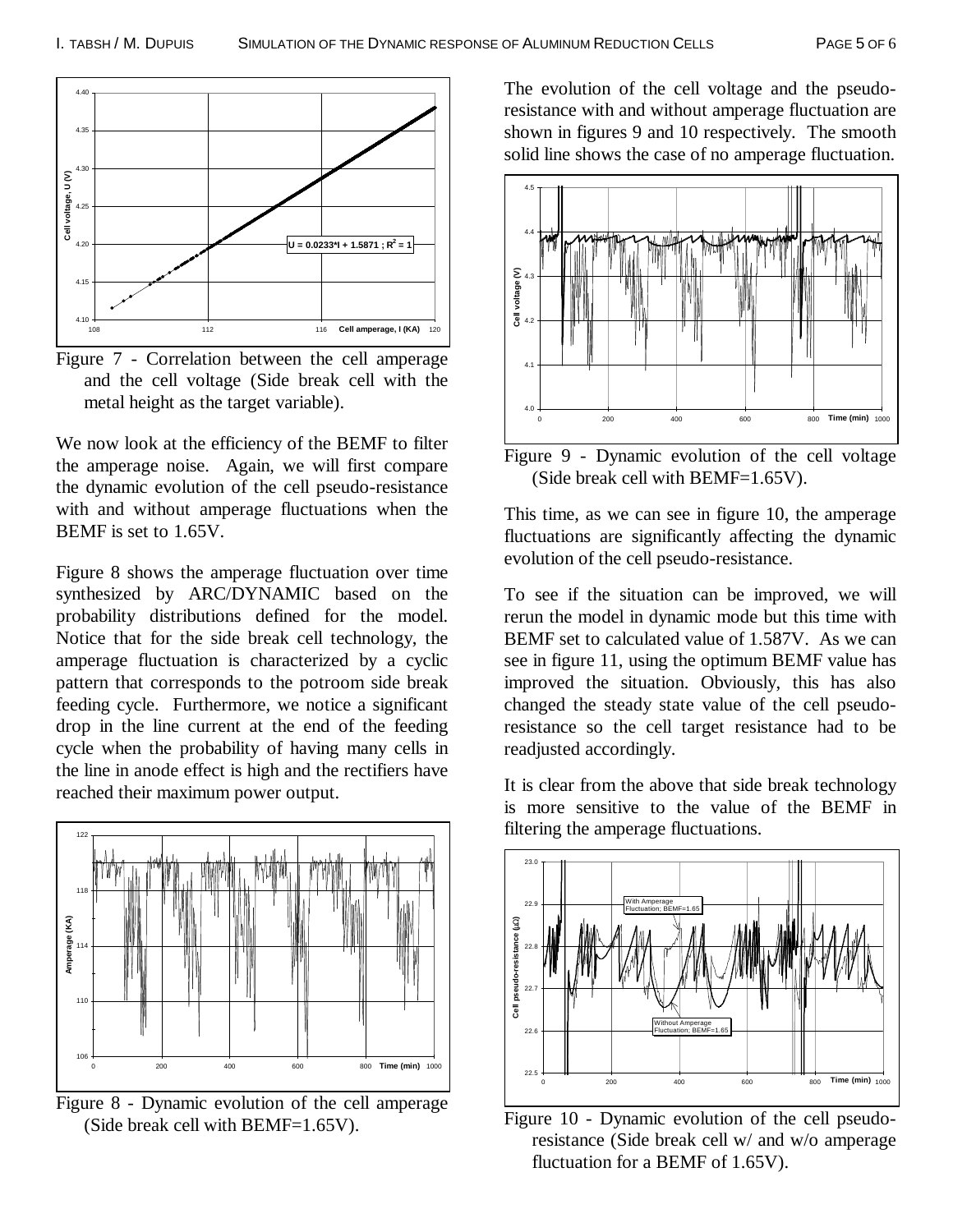Figure 7 - Correlation between the cell amperage and the cell voltage (Side break cell with the metal height as the target variable).

We now look at the efficiency of the BEMF to filter the amperage noise. Again, we will first compare the dynamic evolution of the cell pseudo-resistance with and without amperage fluctuations when the BEMF is set to 1.65V.

Figure 8 shows the amperage fluctuation over time synthesized by ARC/DYNAMIC based on the probability distributions defined for the model. Notice that for the side break cell technology, the amperage fluctuation is characterized by a cyclic pattern that corresponds to the potroom side break feeding cycle. Furthermore, we notice a significant drop in the line current at the end of the feeding cycle when the probability of having many cells in the line in anode effect is high and the rectifiers have reached their maximum power output.

Figure 8 - Dynamic evolution of the cell amperage (Side break cell with BEMF=1.65V).

The evolution of the cell voltage and the pseudo-resistance with and without amperage fluctuation are shown in figures 9 and 10 respectively. The smooth solid line shows the case of no amperage fluctuation.

Figure 9 - Dynamic evolution of the cell voltage (Side break cell with BEMF=1.65V).

This time, as we can see in figure 10, the amperage fluctuations are significantly affecting the dynamic evolution of the cell pseudo-resistance.

To see if the situation can be improved, we will rerun the model in dynamic mode but this time with BEMF set to calculated value of 1.587V. As we can see in figure 11, using the optimum BEMF value has improved the situation. Obviously, this has also changed the steady state value of the cell pseudo-resistance so the cell target resistance had to be readjusted accordingly.

It is clear from the above that side break technology is more sensitive to the value of the BEMF in filtering the amperage fluctuations.

Figure 10 - Dynamic evolution of the cell pseudo-resistance (Side break cell w/ and w/o amperage fluctuation for a BEMF of 1.65V).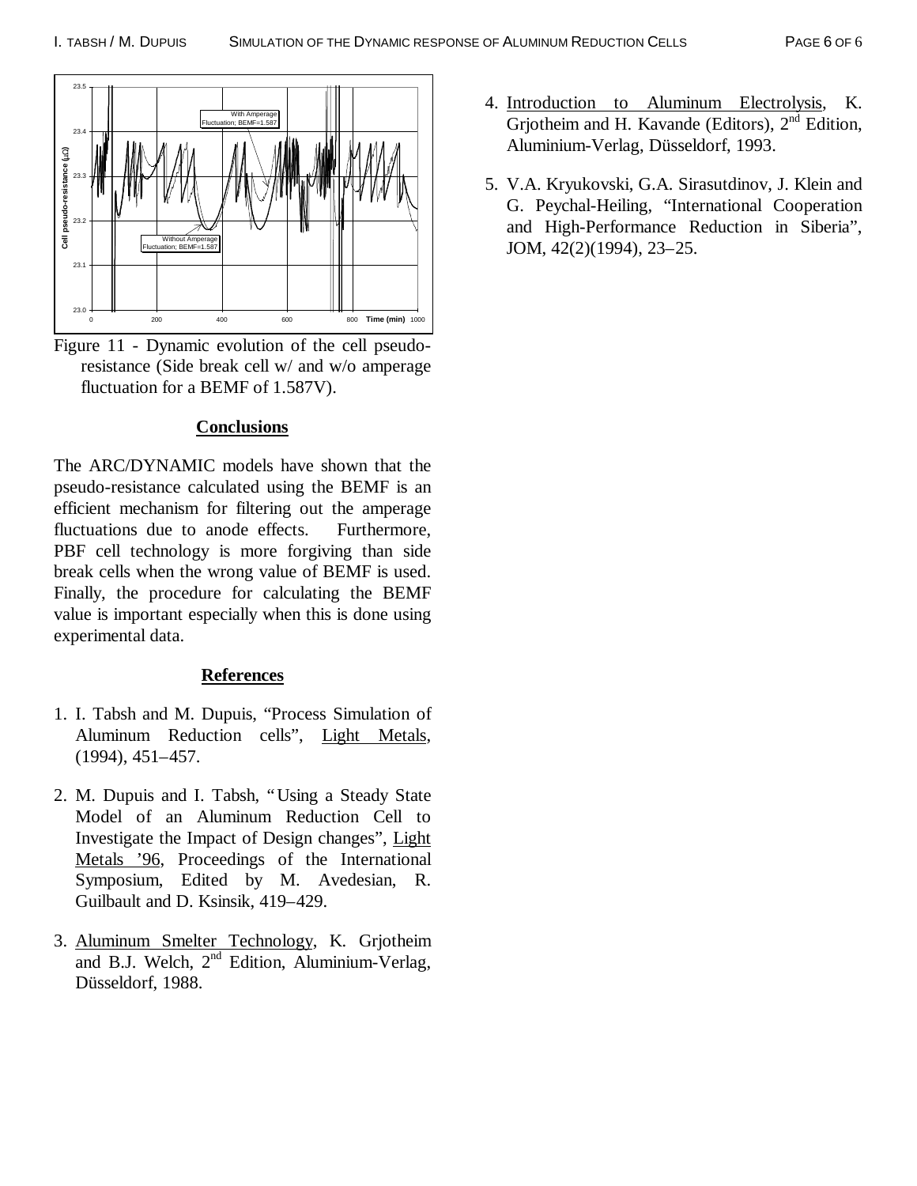23.5
23.4
23.3
23.2
23.1
23.0
Cell pseudo-resistance (μΩ)
0
200
400
600
800
Time (min)
1000
With Amperage Fluctuation; BEMF=1.587
Without Amperage Fluctuation; BEMF=1.587

Figure 11 - Dynamic evolution of the cell pseudo-resistance (Side break cell w/ and w/o amperage fluctuation for a BEMF of 1.587V).

## Conclusions

The ARC/DYNAMIC models have shown that the pseudo-resistance calculated using the BEMF is an efficient mechanism for filtering out the amperage fluctuations due to anode effects. Furthermore, PBF cell technology is more forgiving than side break cells when the wrong value of BEMF is used. Finally, the procedure for calculating the BEMF value is important especially when this is done using experimental data.

## References

1. I. Tabsh and M. Dupuis, "Process Simulation of Aluminum Reduction cells", Light Metals, (1994), 451–457.

2. M. Dupuis and I. Tabsh, "Using a Steady State Model of an Aluminum Reduction Cell to Investigate the Impact of Design changes", Light Metals '96, Proceedings of the International Symposium, Edited by M. Avedesian, R. Guilbault and D. Ksinsik, 419–429.

3. Aluminum Smelter Technology, K. Grjotheim and B.J. Welch, 2nd Edition, Aluminium-Verlag, Düsseldorf, 1988.

4. Introduction to Aluminum Electrolysis, K. Grjotheim and H. Kavande (Editors), 2nd Edition, Aluminium-Verlag, Düsseldorf, 1993.

5. V.A. Kryukovski, G.A. Sirasutdinov, J. Klein and G. Peychal-Heiling, "International Cooperation and High-Performance Reduction in Siberia", JOM, 42(2)(1994), 23–25.